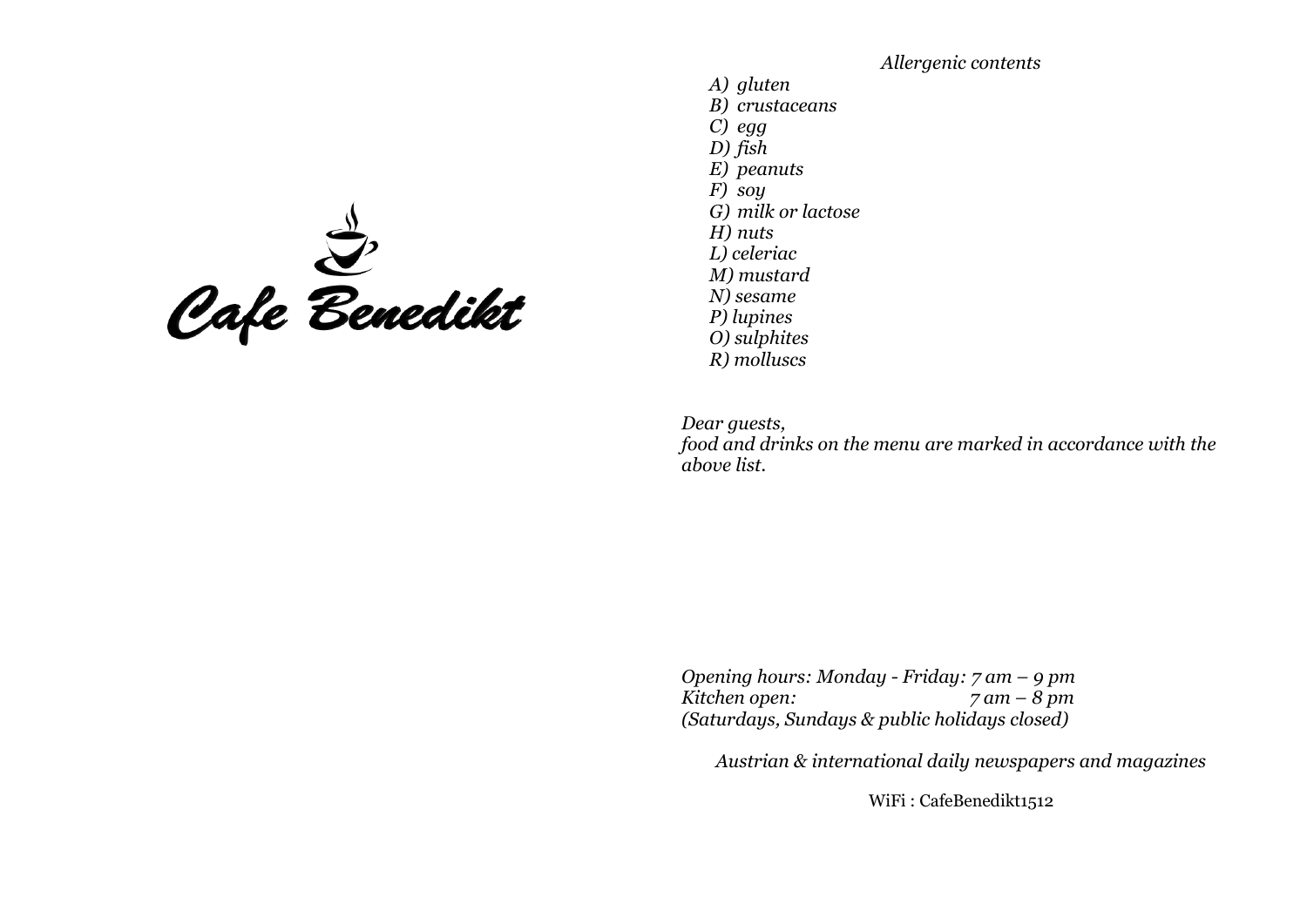# Cafe Benedikt

*Allergenic contents*

*A) gluten*
*B) crustaceans*
*C) egg*
*D) fish*
*E) peanuts*
*F) soy*
*G) milk or lactose*
*H) nuts*
*L) celeriac*
*M) mustard*
*N) sesame*
*P) lupines*
*O) sulphites*
*R) molluscs*

*Dear guests,*
*food and drinks on the menu are marked in accordance with the above list.*

*Opening hours: Monday - Friday: 7 am – 9 pm*
*Kitchen open: 7 am – 8 pm*
*(Saturdays, Sundays & public holidays closed)*

*Austrian & international daily newspapers and magazines*

WiFi : CafeBenedikt1512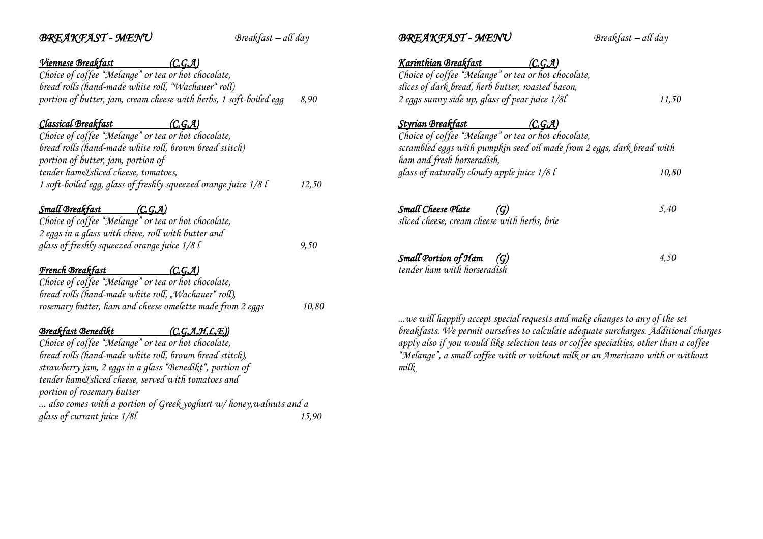## BREAKFAST - MENU

*Breakfast – all day*

**Viennese Breakfast (C,G,A)**
*Choice of coffee "Melange" or tea or hot chocolate,
bread rolls (hand-made white roll, "Wachauer" roll)
portion of butter, jam, cream cheese with herbs, 1 soft-boiled egg* — 8,90

**Classical Breakfast (C,G,A)**
*Choice of coffee "Melange" or tea or hot chocolate,
bread rolls (hand-made white roll, brown bread stitch)
portion of butter, jam, portion of
tender ham&sliced cheese, tomatoes,
1 soft-boiled egg, glass of freshly squeezed orange juice 1/8 l* — 12,50

**Small Breakfast (C,G,A)**
*Choice of coffee "Melange" or tea or hot chocolate,
2 eggs in a glass with chive, roll with butter and
glass of freshly squeezed orange juice 1/8 l* — 9,50

**French Breakfast (C,G,A)**
*Choice of coffee "Melange" or tea or hot chocolate,
bread rolls (hand-made white roll, „Wachauer" roll),
rosemary butter, ham and cheese omelette made from 2 eggs* — 10,80

**Breakfast Benedikt (C,G,A,H,L,E))**
*Choice of coffee "Melange" or tea or hot chocolate,
bread rolls (hand-made white roll, brown bread stitch),
strawberry jam, 2 eggs in a glass "Benedikt", portion of
tender ham&sliced cheese, served with tomatoes and
portion of rosemary butter
... also comes with a portion of Greek yoghurt w/ honey,walnuts and a
glass of currant juice 1/8l* — 15,90

## BREAKFAST - MENU

*Breakfast – all day*

**Karinthian Breakfast (C,G,A)**
*Choice of coffee "Melange" or tea or hot chocolate,
slices of dark bread, herb butter, roasted bacon,
2 eggs sunny side up, glass of pear juice 1/8l* — 11,50

**Styrian Breakfast (C,G,A)**
*Choice of coffee "Melange" or tea or hot chocolate,
scrambled eggs with pumpkin seed oil made from 2 eggs, dark bread with
ham and fresh horseradish,
glass of naturally cloudy apple juice 1/8 l* — 10,80

**Small Cheese Plate (G)** — 5,40
*sliced cheese, cream cheese with herbs, brie*

**Small Portion of Ham (G)** — 4,50
*tender ham with horseradish*

*...we will happily accept special requests and make changes to any of the set breakfasts. We permit ourselves to calculate adequate surcharges. Additional charges apply also if you would like selection teas or coffee specialties, other than a coffee "Melange", a small coffee with or without milk or an Americano with or without milk*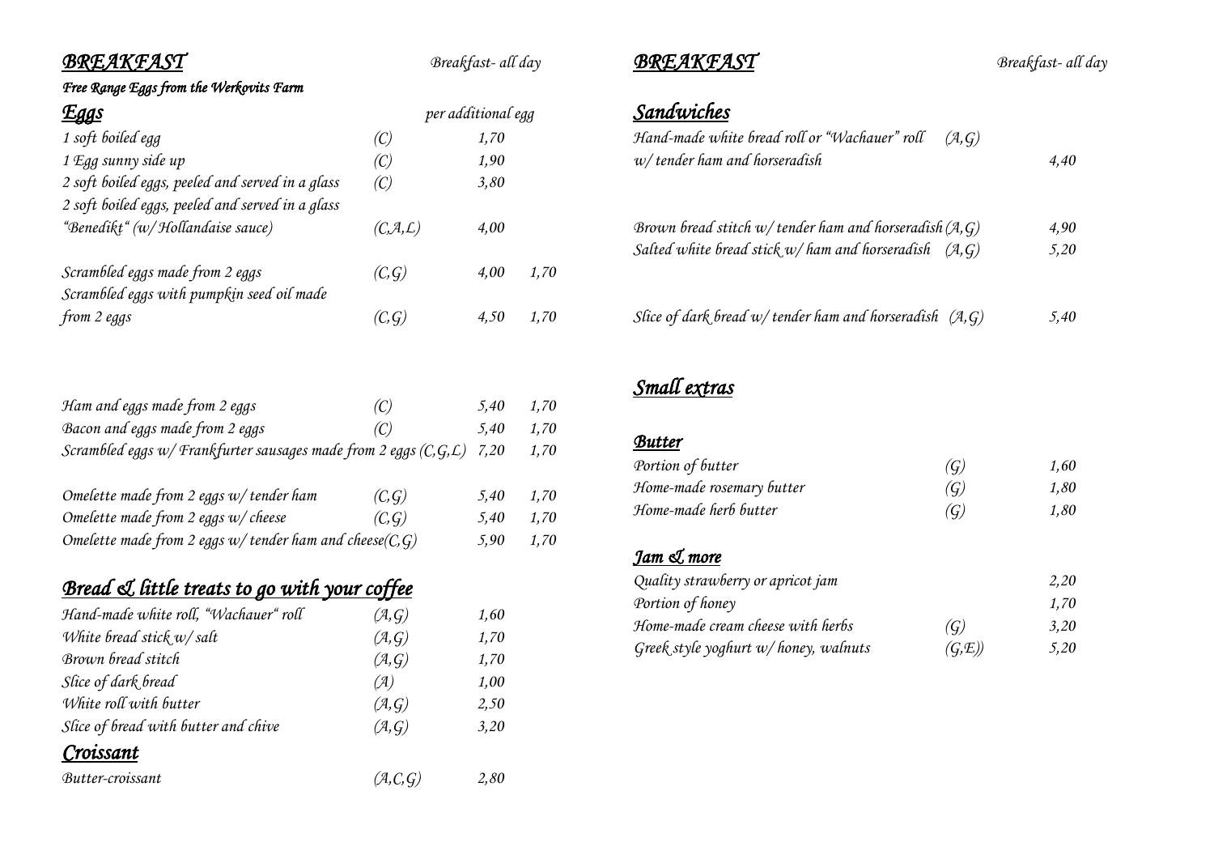## BREAKFAST

*Breakfast- all day*

*Free Range Eggs from the Werkovits Farm*

### Eggs

| | | | per additional egg |
|---|---|---|---|
| 1 soft boiled egg | (C) | 1,70 | |
| 1 Egg sunny side up | (C) | 1,90 | |
| 2 soft boiled eggs, peeled and served in a glass | (C) | 3,80 | |
| 2 soft boiled eggs, peeled and served in a glass "Benedikt" (w/ Hollandaise sauce) | (C,A,L) | 4,00 | |
| Scrambled eggs made from 2 eggs | (C,G) | 4,00 | 1,70 |
| Scrambled eggs with pumpkin seed oil made from 2 eggs | (C,G) | 4,50 | 1,70 |
| Ham and eggs made from 2 eggs | (C) | 5,40 | 1,70 |
| Bacon and eggs made from 2 eggs | (C) | 5,40 | 1,70 |
| Scrambled eggs w/ Frankfurter sausages made from 2 eggs | (C,G,L) | 7,20 | 1,70 |
| Omelette made from 2 eggs w/ tender ham | (C,G) | 5,40 | 1,70 |
| Omelette made from 2 eggs w/ cheese | (C,G) | 5,40 | 1,70 |
| Omelette made from 2 eggs w/ tender ham and cheese | (C,G) | 5,90 | 1,70 |

### Bread & little treats to go with your coffee

| | | |
|---|---|---|
| Hand-made white roll, "Wachauer" roll | (A,G) | 1,60 |
| White bread stick w/ salt | (A,G) | 1,70 |
| Brown bread stitch | (A,G) | 1,70 |
| Slice of dark bread | (A) | 1,00 |
| White roll with butter | (A,G) | 2,50 |
| Slice of bread with butter and chive | (A,G) | 3,20 |

### Croissant

| | | |
|---|---|---|
| Butter-croissant | (A,C,G) | 2,80 |

## BREAKFAST

*Breakfast- all day*

### Sandwiches

| | | |
|---|---|---|
| Hand-made white bread roll or "Wachauer" roll w/ tender ham and horseradish | (A,G) | 4,40 |
| Brown bread stitch w/ tender ham and horseradish | (A,G) | 4,90 |
| Salted white bread stick w/ ham and horseradish | (A,G) | 5,20 |
| Slice of dark bread w/ tender ham and horseradish | (A,G) | 5,40 |

### Small extras

#### Butter

| | | |
|---|---|---|
| Portion of butter | (G) | 1,60 |
| Home-made rosemary butter | (G) | 1,80 |
| Home-made herb butter | (G) | 1,80 |

#### Jam & more

| | | |
|---|---|---|
| Quality strawberry or apricot jam | | 2,20 |
| Portion of honey | | 1,70 |
| Home-made cream cheese with herbs | (G) | 3,20 |
| Greek style yoghurt w/ honey, walnuts | (G,E)) | 5,20 |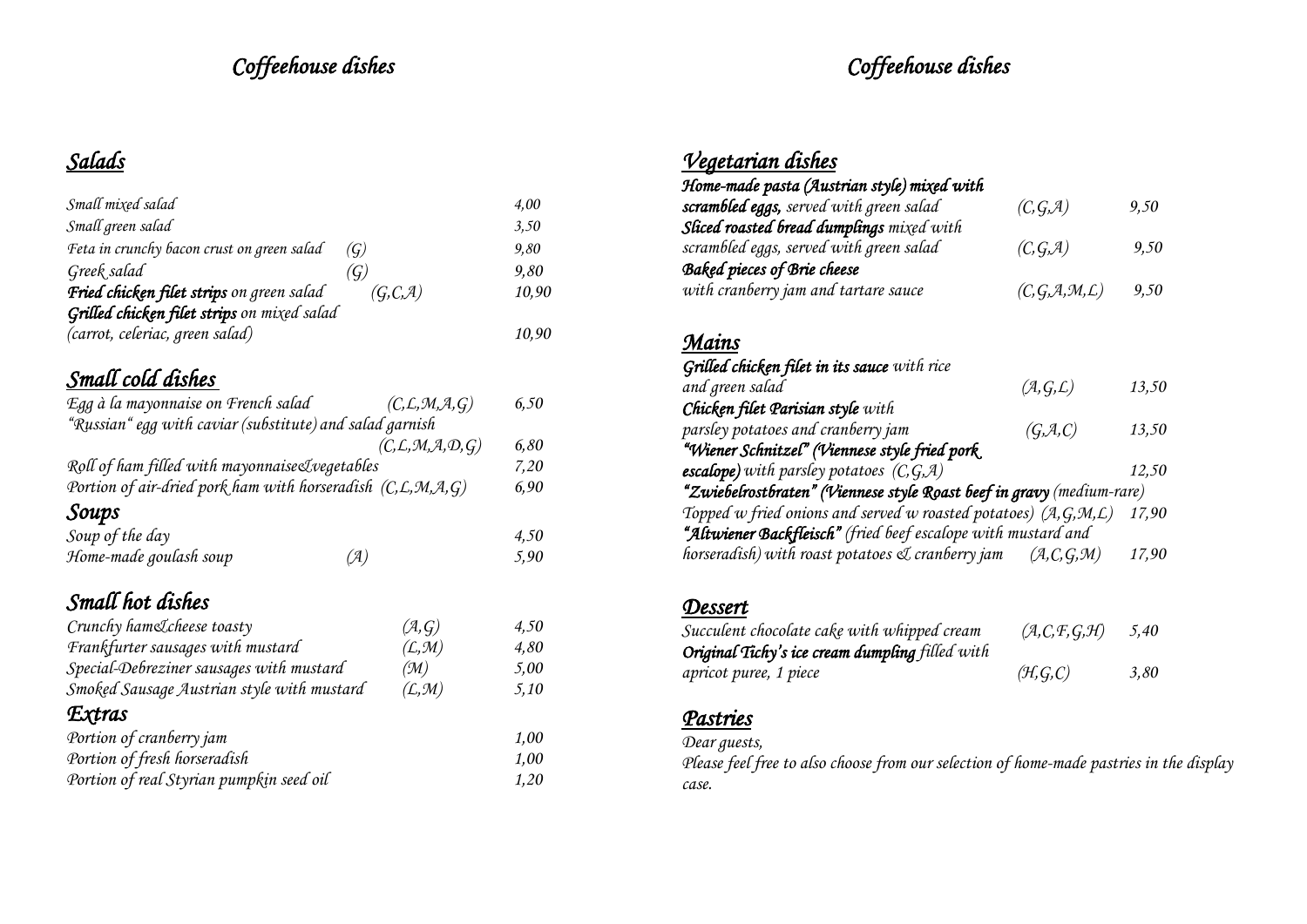# Coffeehouse dishes

## Salads

| Dish | Allergens | Price |
|---|---|---|
| Small mixed salad | | 4,00 |
| Small green salad | | 3,50 |
| Feta in crunchy bacon crust on green salad | (G) | 9,80 |
| Greek salad | (G) | 9,80 |
| **Fried chicken filet strips** on green salad | (G,C,A) | 10,90 |
| **Grilled chicken filet strips** on mixed salad (carrot, celeriac, green salad) | | 10,90 |

## Small cold dishes

| Dish | Allergens | Price |
|---|---|---|
| Egg à la mayonnaise on French salad | (C,L,M,A,G) | 6,50 |
| "Russian" egg with caviar (substitute) and salad garnish | (C,L,M,A,D,G) | 6,80 |
| Roll of ham filled with mayonnaise&vegetables | | 7,20 |
| Portion of air-dried pork ham with horseradish | (C,L,M,A,G) | 6,90 |

## Soups

| Dish | Allergens | Price |
|---|---|---|
| Soup of the day | | 4,50 |
| Home-made goulash soup | (A) | 5,90 |

## Small hot dishes

| Dish | Allergens | Price |
|---|---|---|
| Crunchy ham&cheese toasty | (A,G) | 4,50 |
| Frankfurter sausages with mustard | (L,M) | 4,80 |
| Special-Debreziner sausages with mustard | (M) | 5,00 |
| Smoked Sausage Austrian style with mustard | (L,M) | 5,10 |

## Extras

| Item | Price |
|---|---|
| Portion of cranberry jam | 1,00 |
| Portion of fresh horseradish | 1,00 |
| Portion of real Styrian pumpkin seed oil | 1,20 |

# Coffeehouse dishes

## Vegetarian dishes

| Dish | Allergens | Price |
|---|---|---|
| **Home-made pasta (Austrian style) mixed with scrambled eggs,** served with green salad | (C,G,A) | 9,50 |
| **Sliced roasted bread dumplings** mixed with scrambled eggs, served with green salad | (C,G,A) | 9,50 |
| **Baked pieces of Brie cheese** with cranberry jam and tartare sauce | (C,G,A,M,L) | 9,50 |

## Mains

| Dish | Allergens | Price |
|---|---|---|
| **Grilled chicken filet in its sauce** with rice and green salad | (A,G,L) | 13,50 |
| **Chicken filet Parisian style** with parsley potatoes and cranberry jam | (G,A,C) | 13,50 |
| **"Wiener Schnitzel" (Viennese style fried pork escalope)** with parsley potatoes | (C,G,A) | 12,50 |
| **"Zwiebelrostbraten" (Viennese style Roast beef in gravy** (medium-rare) Topped w fried onions and served w roasted potatoes) | (A,G,M,L) | 17,90 |
| **"Altwiener Backfleisch"** (fried beef escalope with mustard and horseradish) with roast potatoes & cranberry jam | (A,C,G,M) | 17,90 |

## Dessert

| Dish | Allergens | Price |
|---|---|---|
| Succulent chocolate cake with whipped cream | (A,C,F,G,H) | 5,40 |
| **Original Tichy's ice cream dumpling** filled with apricot puree, 1 piece | (H,G,C) | 3,80 |

## Pastries

Dear guests,
Please feel free to also choose from our selection of home-made pastries in the display case.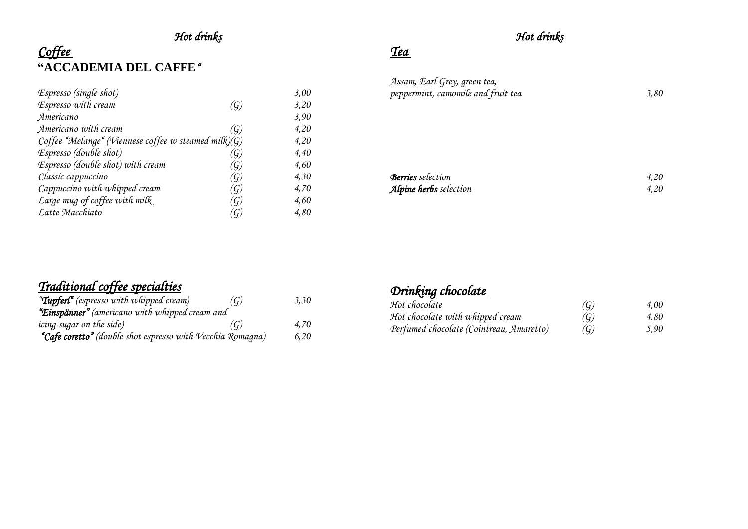# *Hot drinks*

## *Coffee*

**"ACCADEMIA DEL CAFFE"**

| | | |
|---|---|---|
| *Espresso (single shot)* | | *3,00* |
| *Espresso with cream* | *(G)* | *3,20* |
| *Americano* | | *3,90* |
| *Americano with cream* | *(G)* | *4,20* |
| *Coffee "Melange" (Viennese coffee w steamed milk)* | *(G)* | *4,20* |
| *Espresso (double shot)* | *(G)* | *4,40* |
| *Espresso (double shot) with cream* | *(G)* | *4,60* |
| *Classic cappuccino* | *(G)* | *4,30* |
| *Cappuccino with whipped cream* | *(G)* | *4,70* |
| *Large mug of coffee with milk* | *(G)* | *4,60* |
| *Latte Macchiato* | *(G)* | *4,80* |

## *Traditional coffee specialties*

| | | |
|---|---|---|
| ***"Tupferl"*** *(espresso with whipped cream)* | *(G)* | *3,30* |
| ***"Einspänner"*** *(americano with whipped cream and icing sugar on the side)* | *(G)* | *4,70* |
| ***"Cafe coretto"*** *(double shot espresso with Vecchia Romagna)* | | *6,20* |

# *Hot drinks*

## *Tea*

| | |
|---|---|
| *Assam, Earl Grey, green tea, peppermint, camomile and fruit tea* | *3,80* |
| ***Berries*** *selection* | *4,20* |
| ***Alpine herbs*** *selection* | *4,20* |

## *Drinking chocolate*

| | | |
|---|---|---|
| *Hot chocolate* | *(G)* | *4,00* |
| *Hot chocolate with whipped cream* | *(G)* | *4.80* |
| *Perfumed chocolate (Cointreau, Amaretto)* | *(G)* | *5,90* |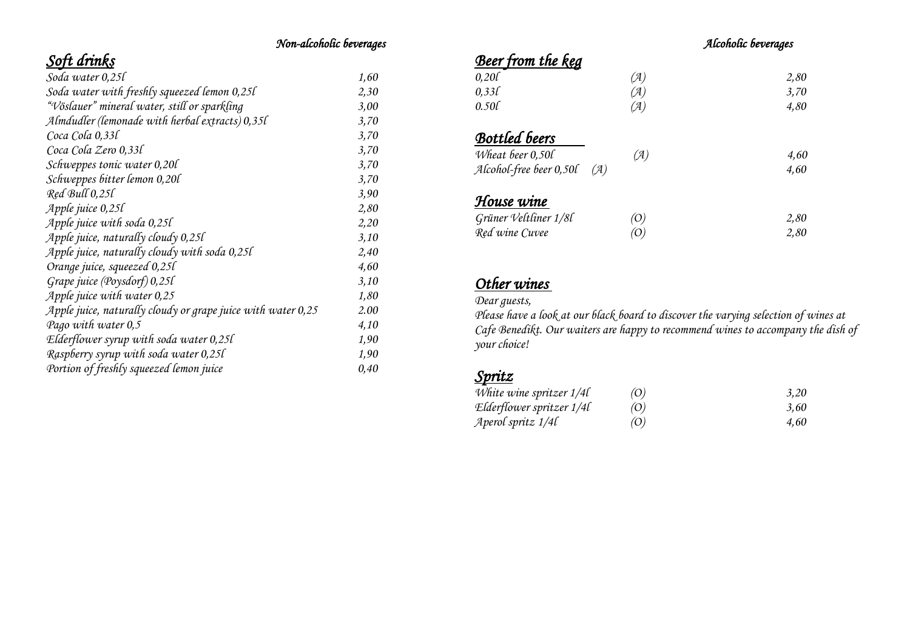*Non-alcoholic beverages*

## *Soft drinks*

| | |
|---|---|
| *Soda water 0,25l* | *1,60* |
| *Soda water with freshly squeezed lemon 0,25l* | *2,30* |
| *"Vöslauer" mineral water, still or sparkling* | *3,00* |
| *Almdudler (lemonade with herbal extracts) 0,35l* | *3,70* |
| *Coca Cola 0,33l* | *3,70* |
| *Coca Cola Zero 0,33l* | *3,70* |
| *Schweppes tonic water 0,20l* | *3,70* |
| *Schweppes bitter lemon 0,20l* | *3,70* |
| *Red Bull 0,25l* | *3,90* |
| *Apple juice 0,25l* | *2,80* |
| *Apple juice with soda 0,25l* | *2,20* |
| *Apple juice, naturally cloudy 0,25l* | *3,10* |
| *Apple juice, naturally cloudy with soda 0,25l* | *2,40* |
| *Orange juice, squeezed 0,25l* | *4,60* |
| *Grape juice (Poysdorf) 0,25l* | *3,10* |
| *Apple juice with water 0,25* | *1,80* |
| *Apple juice, naturally cloudy or grape juice with water 0,25* | *2.00* |
| *Pago with water 0,5* | *4,10* |
| *Elderflower syrup with soda water 0,25l* | *1,90* |
| *Raspberry syrup with soda water 0,25l* | *1,90* |
| *Portion of freshly squeezed lemon juice* | *0,40* |

*Alcoholic beverages*

## *Beer from the keg*

| | | |
|---|---|---|
| *0,20l* | *(A)* | *2,80* |
| *0,33l* | *(A)* | *3,70* |
| *0.50l* | *(A)* | *4,80* |

## *Bottled beers*

| | | |
|---|---|---|
| *Wheat beer 0,50l* | *(A)* | *4,60* |
| *Alcohol-free beer 0,50l* | *(A)* | *4,60* |

## *House wine*

| | | |
|---|---|---|
| *Grüner Veltliner 1/8l* | *(O)* | *2,80* |
| *Red wine Cuvee* | *(O)* | *2,80* |

## *Other wines*

*Dear guests,*
*Please have a look at our black board to discover the varying selection of wines at Cafe Benedikt. Our waiters are happy to recommend wines to accompany the dish of your choice!*

## *Spritz*

| | | |
|---|---|---|
| *White wine spritzer 1/4l* | *(O)* | *3,20* |
| *Elderflower spritzer 1/4l* | *(O)* | *3,60* |
| *Aperol spritz 1/4l* | *(O)* | *4,60* |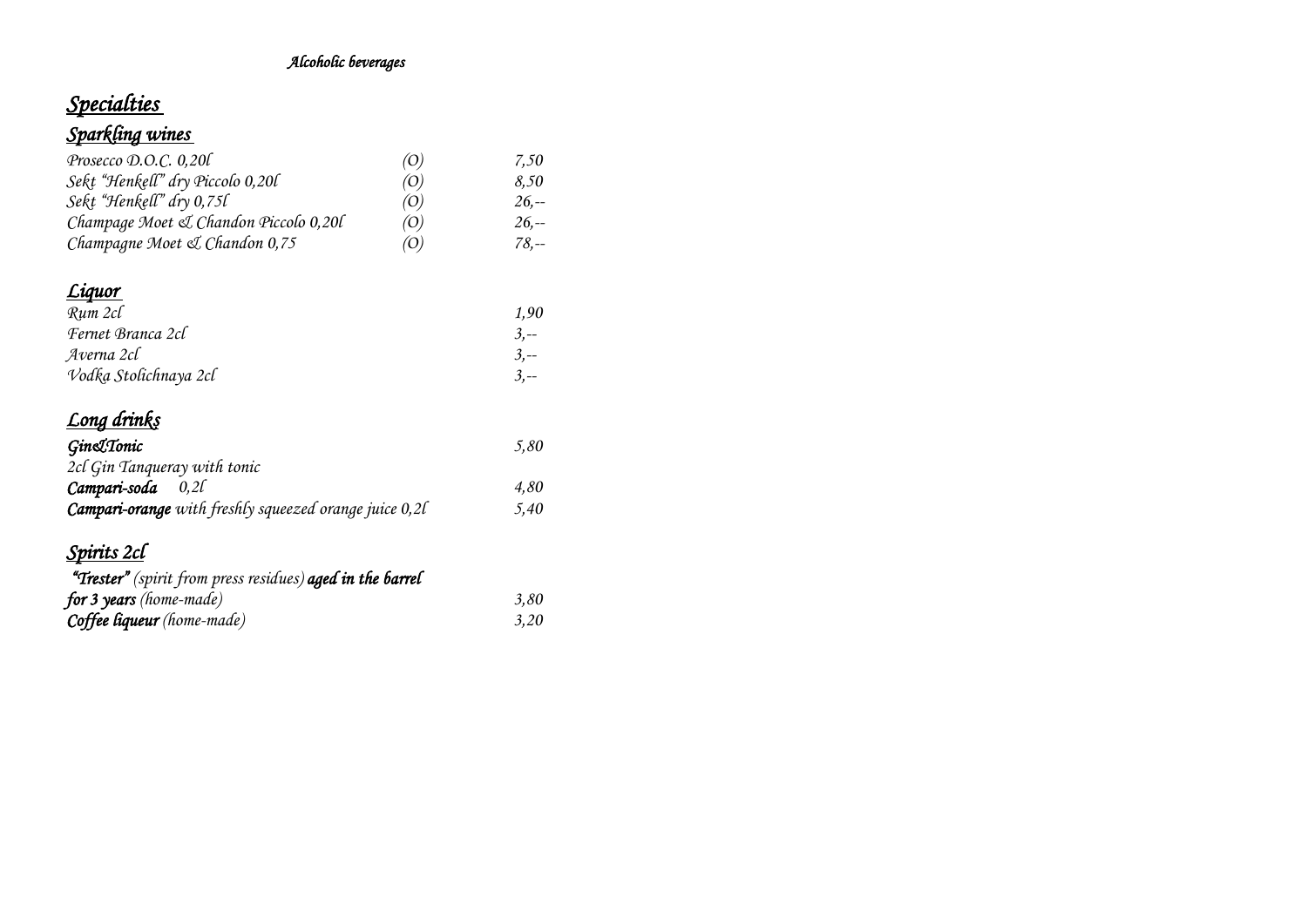*Alcoholic beverages*

# *Specialties*

## *Sparkling wines*

| | | |
|---|---|---|
| *Prosecco D.O.C. 0,20l* | *(O)* | *7,50* |
| *Sekt "Henkell" dry Piccolo 0,20l* | *(O)* | *8,50* |
| *Sekt "Henkell" dry 0,75l* | *(O)* | *26,--* |
| *Champage Moet & Chandon Piccolo 0,20l* | *(O)* | *26,--* |
| *Champagne Moet & Chandon 0,75* | *(O)* | *78,--* |

## *Liquor*

| | |
|---|---|
| *Rum 2cl* | *1,90* |
| *Fernet Branca 2cl* | *3,--* |
| *Averna 2cl* | *3,--* |
| *Vodka Stolichnaya 2cl* | *3,--* |

## *Long drinks*

| | |
|---|---|
| ***Gin&Tonic*** <br> *2cl Gin Tanqueray with tonic* | *5,80* |
| ***Campari-soda*** *0,2l* | *4,80* |
| ***Campari-orange*** *with freshly squeezed orange juice 0,2l* | *5,40* |

## *Spirits 2cl*

| | |
|---|---|
| ***"Trester"*** *(spirit from press residues)* ***aged in the barrel for 3 years*** *(home-made)* | *3,80* |
| ***Coffee liqueur*** *(home-made)* | *3,20* |